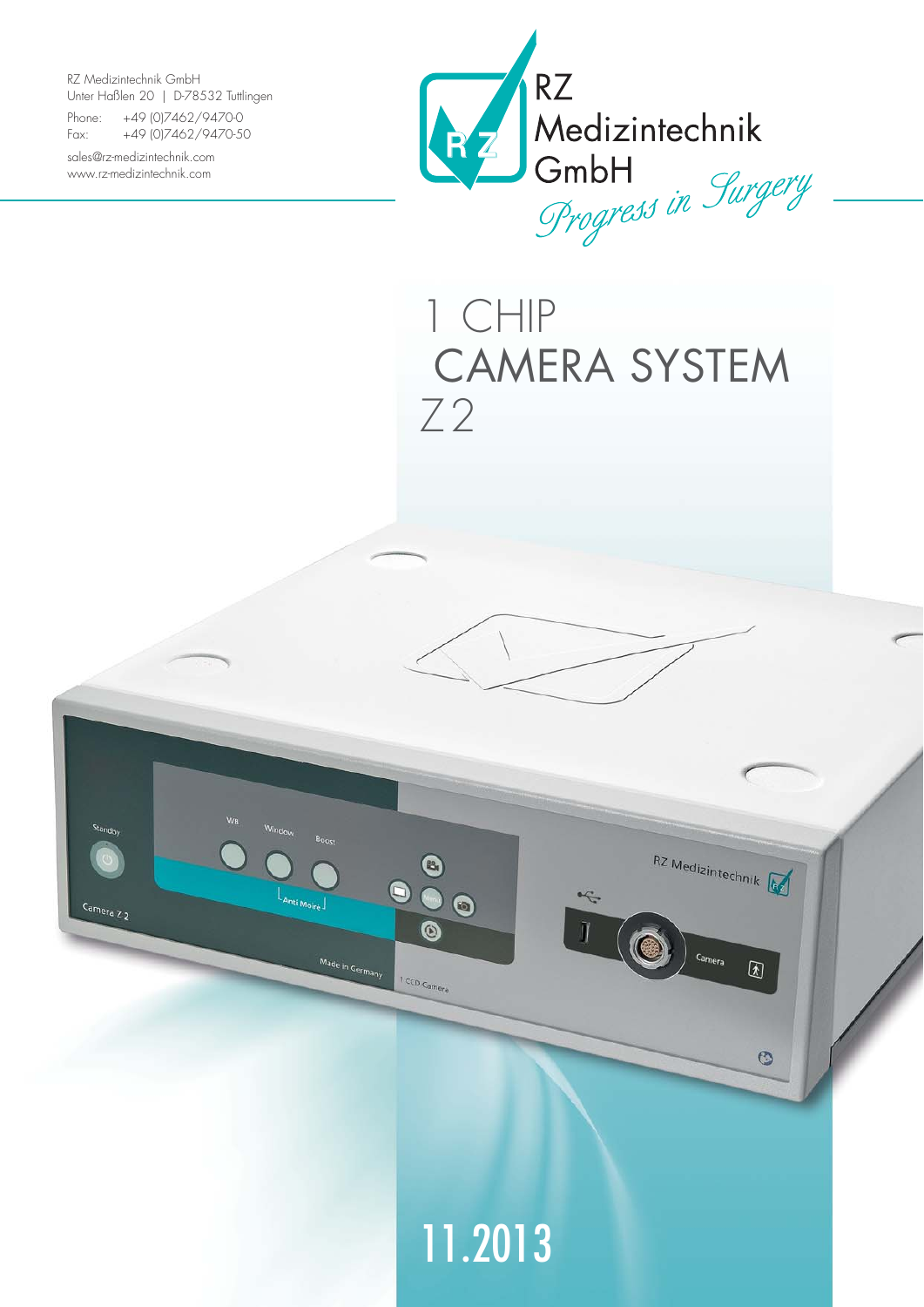RZ Medizintechnik GmbH
Unter Haßlen 20 | D-78532 Tuttlingen

Phone: +49 (0)7462/9470-0
Fax: +49 (0)7462/9470-50

sales@rz-medizintechnik.com
www.rz-medizintechnik.com

RZ
Medizintechnik
GmbH
*Progress in Surgery*

# 1 CHIP CAMERA SYSTEM Z2

11.2013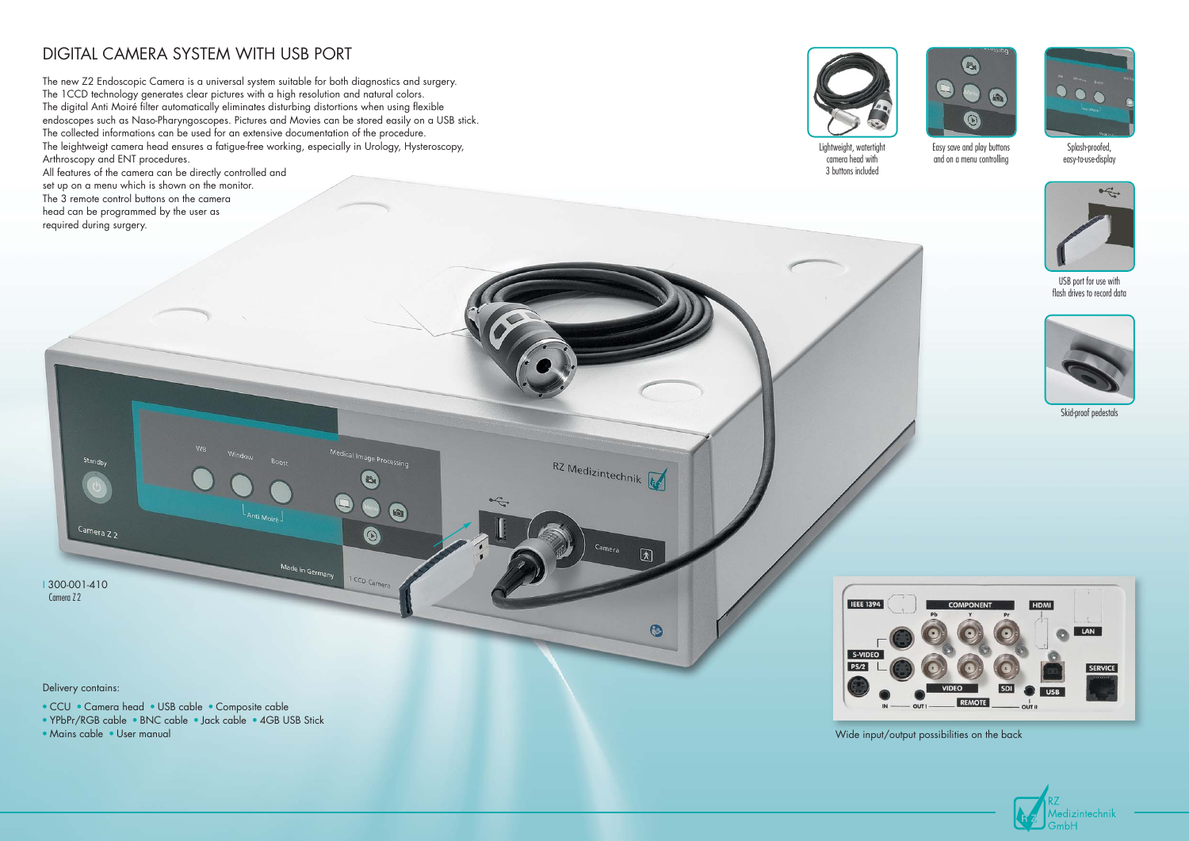# DIGITAL CAMERA SYSTEM WITH USB PORT

The new Z2 Endoscopic Camera is a universal system suitable for both diagnostics and surgery. The 1CCD technology generates clear pictures with a high resolution and natural colors. The digital Anti Moiré filter automatically eliminates disturbing distortions when using flexible endoscopes such as Naso-Pharyngoscopes. Pictures and Movies can be stored easily on a USB stick. The collected informations can be used for an extensive documentation of the procedure. The leightweigt camera head ensures a fatigue-free working, especially in Urology, Hysteroscopy, Arthroscopy and ENT procedures. All features of the camera can be directly controlled and set up on a menu which is shown on the monitor. The 3 remote control buttons on the camera head can be programmed by the user as required during surgery.

Lightweight, watertight camera head with 3 buttons included

Easy save and play buttons and on a menu controlling

Splash-proofed, easy-to-use-display

USB port for use with flash drives to record data

Skid-proof pedestals

I 300-001-410
Camera Z2

Wide input/output possibilities on the back

Delivery contains:

- CCU
- Camera head
- USB cable
- Composite cable
- YPbPr/RGB cable
- BNC cable
- Jack cable
- 4GB USB Stick
- Mains cable
- User manual

RZ Medizintechnik GmbH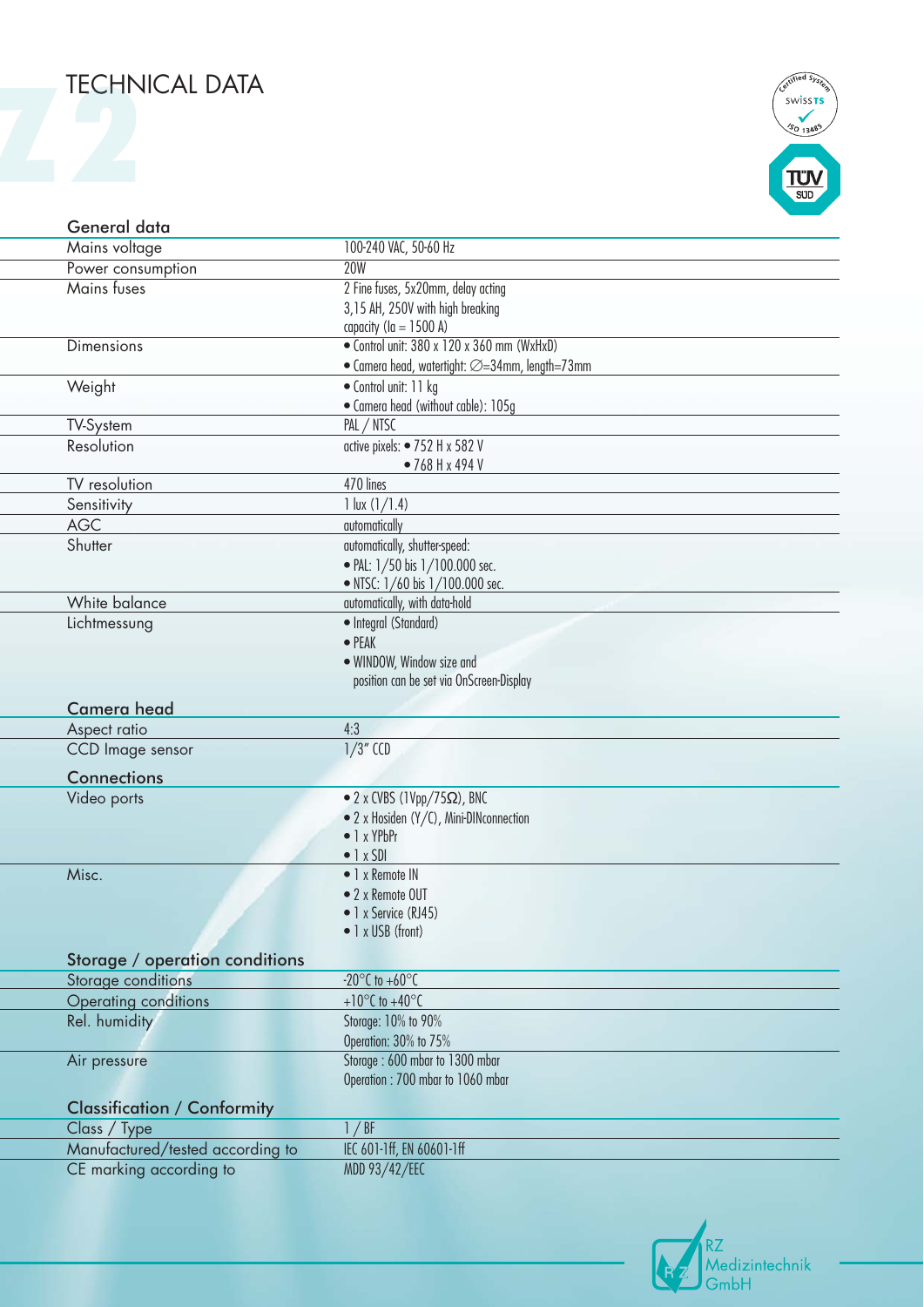# TECHNICAL DATA

## General data

| | |
|---|---|
| Mains voltage | 100-240 VAC, 50-60 Hz |
| Power consumption | 20W |
| Mains fuses | 2 Fine fuses, 5x20mm, delay acting<br>3,15 AH, 250V with high breaking<br>capacity (Ia = 1500 A) |
| Dimensions | • Control unit: 380 x 120 x 360 mm (WxHxD)<br>• Camera head, watertight: ∅=34mm, length=73mm |
| Weight | • Control unit: 11 kg<br>• Camera head (without cable): 105g |
| TV-System | PAL / NTSC |
| Resolution | active pixels: • 752 H x 582 V<br>• 768 H x 494 V |
| TV resolution | 470 lines |
| Sensitivity | 1 lux (1/1.4) |
| AGC | automatically |
| Shutter | automatically, shutter-speed:<br>• PAL: 1/50 bis 1/100.000 sec.<br>• NTSC: 1/60 bis 1/100.000 sec. |
| White balance | automatically, with data-hold |
| Lichtmessung | • Integral (Standard)<br>• PEAK<br>• WINDOW, Window size and position can be set via OnScreen-Display |

## Camera head

| | |
|---|---|
| Aspect ratio | 4:3 |
| CCD Image sensor | 1/3" CCD |

## Connections

| | |
|---|---|
| Video ports | • 2 x CVBS (1Vpp/75Ω), BNC<br>• 2 x Hosiden (Y/C), Mini-DINconnection<br>• 1 x YPbPr<br>• 1 x SDI |
| Misc. | • 1 x Remote IN<br>• 2 x Remote OUT<br>• 1 x Service (RJ45)<br>• 1 x USB (front) |

## Storage / operation conditions

| | |
|---|---|
| Storage conditions | -20°C to +60°C |
| Operating conditions | +10°C to +40°C |
| Rel. humidity | Storage: 10% to 90%<br>Operation: 30% to 75% |
| Air pressure | Storage : 600 mbar to 1300 mbar<br>Operation : 700 mbar to 1060 mbar |

## Classification / Conformity

| | |
|---|---|
| Class / Type | 1 / BF |
| Manufactured/tested according to | IEC 601-1ff, EN 60601-1ff |
| CE marking according to | MDD 93/42/EEC |

RZ Medizintechnik GmbH